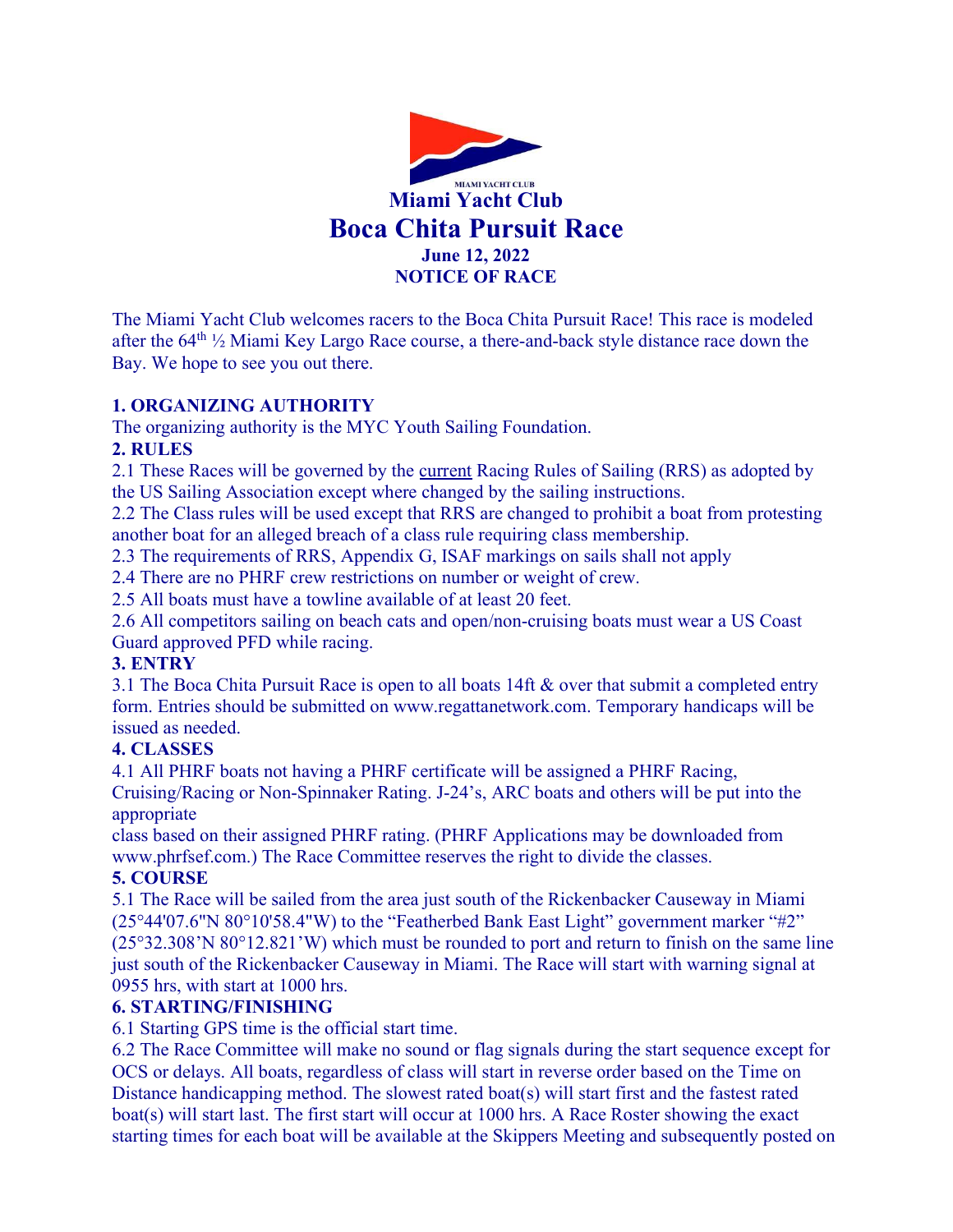MIAMI YACHT CLUB

# Miami Yacht Club

# Boca Chita Pursuit Race

**June 12, 2022**

**NOTICE OF RACE**

The Miami Yacht Club welcomes racers to the Boca Chita Pursuit Race! This race is modeled after the 64th ½ Miami Key Largo Race course, a there-and-back style distance race down the Bay. We hope to see you out there.

## 1. ORGANIZING AUTHORITY

The organizing authority is the MYC Youth Sailing Foundation.

## 2. RULES

2.1 These Races will be governed by the current Racing Rules of Sailing (RRS) as adopted by the US Sailing Association except where changed by the sailing instructions.

2.2 The Class rules will be used except that RRS are changed to prohibit a boat from protesting another boat for an alleged breach of a class rule requiring class membership.

2.3 The requirements of RRS, Appendix G, ISAF markings on sails shall not apply

2.4 There no PHRF crew restrictions on number or weight of crew.

2.5 All boats must have a towline available of at least 20 feet.

2.6 All competitors sailing on beach cats and open/non-cruising boats must wear a US Coast Guard approved PFD while racing.

## 3. ENTRY

3.1 The Boca Chita Pursuit Race is open to all boats 14ft & over that submit a completed entry form. Entries should be submitted on www.regattanetwork.com. Temporary handicaps will be issued as needed.

## 4. CLASSES

4.1 All PHRF boats not having a PHRF certificate will be assigned a PHRF Racing, Cruising/Racing or Non-Spinnaker Rating. J-24's, ARC boats and others will be put into the appropriate class based on their assigned PHRF rating. (PHRF Applications may be downloaded from www.phrfsef.com.) The Race Committee reserves the right to divide the classes.

## 5. COURSE

5.1 The Race will be sailed from the area just south of the Rickenbacker Causeway in Miami (25°44'07.6"N 80°10'58.4"W) to the "Featherbed Bank East Light" government marker "#2" (25°32.308'N 80°12.821'W) which must be rounded to port and return to finish on the same line just south of the Rickenbacker Causeway in Miami. The Race will start with warning signal at 0955 hrs, with start at 1000 hrs.

## 6. STARTING/FINISHING

6.1 Starting GPS time is the official start time.

6.2 The Race Committee will make no sound or flag signals during the start sequence except for OCS or delays. All boats, regardless of class will start in reverse order based on the Time on Distance handicapping method. The slowest rated boat(s) will start first and the fastest rated boat(s) will start last. The first start will occur at 1000 hrs. A Race Roster showing the exact starting times for each boat will be available at the Skippers Meeting and subsequently posted on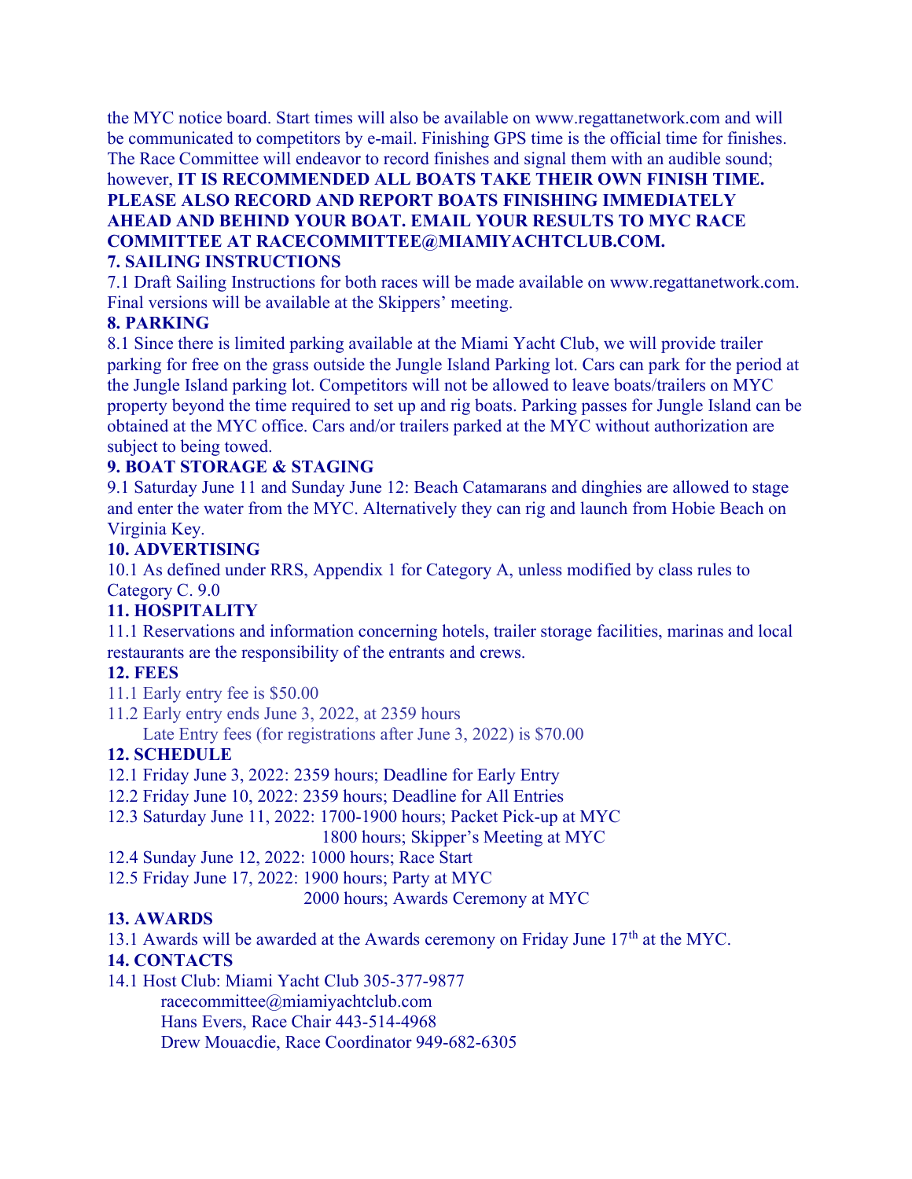the MYC notice board. Start times will also be available on www.regattanetwork.com and will be communicated to competitors by e-mail. Finishing GPS time is the official time for finishes. The Race Committee will endeavor to record finishes and signal them with an audible sound; however, **IT IS RECOMMENDED ALL BOATS TAKE THEIR OWN FINISH TIME. PLEASE ALSO RECORD AND REPORT BOATS FINISHING IMMEDIATELY AHEAD AND BEHIND YOUR BOAT. EMAIL YOUR RESULTS TO MYC RACE COMMITTEE AT RACECOMMITTEE@MIAMIYACHTCLUB.COM.**

**7. SAILING INSTRUCTIONS**

7.1 Draft Sailing Instructions for both races will be made available on www.regattanetwork.com. Final versions will be available at the Skippers' meeting.

**8. PARKING**

8.1 Since there is limited parking available at the Miami Yacht Club, we will provide trailer parking for free on the grass outside the Jungle Island Parking lot. Cars can park for the period at the Jungle Island parking lot. Competitors will not be allowed to leave boats/trailers on MYC property beyond the time required to set up and rig boats. Parking passes for Jungle Island can be obtained at the MYC office. Cars and/or trailers parked at the MYC without authorization are subject to being towed.

**9. BOAT STORAGE & STAGING**

9.1 Saturday June 11 and Sunday June 12: Beach Catamarans and dinghies are allowed to stage and enter the water from the MYC. Alternatively they can rig and launch from Hobie Beach on Virginia Key.

**10. ADVERTISING**

10.1 As defined under RRS, Appendix 1 for Category A, unless modified by class rules to Category C. 9.0

**11. HOSPITALITY**

11.1 Reservations and information concerning hotels, trailer storage facilities, marinas and local restaurants are the responsibility of the entrants and crews.

**12. FEES**

11.1 Early entry fee is $50.00

11.2 Early entry ends June 3, 2022, at 2359 hours
   Late Entry fees (for registrations after June 3, 2022) is $70.00

**12. SCHEDULE**

12.1 Friday June 3, 2022: 2359 hours; Deadline for Early Entry

12.2 Friday June 10, 2022: 2359 hours; Deadline for All Entries

12.3 Saturday June 11, 2022: 1700-1900 hours; Packet Pick-up at MYC
   1800 hours; Skipper's Meeting at MYC

12.4 Sunday June 12, 2022: 1000 hours; Race Start

12.5 Friday June 17, 2022: 1900 hours; Party at MYC
   2000 hours; Awards Ceremony at MYC

**13. AWARDS**

13.1 Awards will be awarded at the Awards ceremony on Friday June 17th at the MYC.

**14. CONTACTS**

14.1 Host Club: Miami Yacht Club 305-377-9877
   racecommittee@miamiyachtclub.com
   Hans Evers, Race Chair 443-514-4968
   Drew Mouacdie, Race Coordinator 949-682-6305